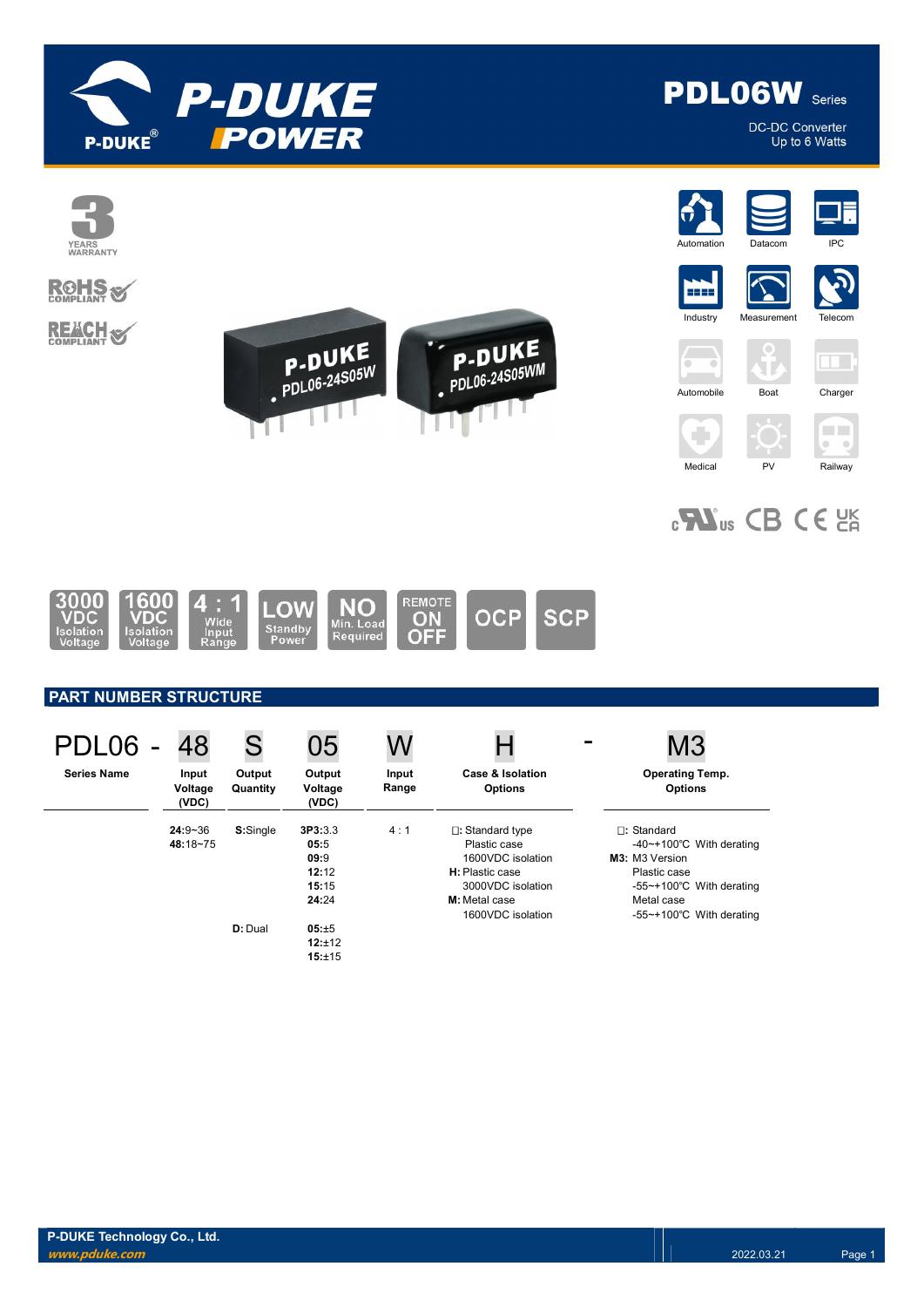# PDL06W Series

DC-DC Converter
Up to 6 Watts

3 YEARS WARRANTY

RoHS COMPLIANT

REACH COMPLIANT

Automation, Datacom, IPC, Industry, Measurement, Telecom, Automobile, Boat, Charger, Medical, PV, Railway

3000 VDC Isolation Voltage | 1600 VDC Isolation Voltage | 4 : 1 Wide Input Range | LOW Standby Power | NO Min. Load Required | REMOTE ON OFF | OCP | SCP

## PART NUMBER STRUCTURE

PDL06 - 48 S 05 W H - M3

| Series Name | Input Voltage (VDC) | Output Quantity | Output Voltage (VDC) | Input Range | Case & Isolation Options | Operating Temp. Options |
|---|---|---|---|---|---|---|
| PDL06 | **24:**9~36<br>**48:**18~75 | **S:**Single | **3P3:**3.3<br>**05:**5<br>**09:**9<br>**12:**12<br>**15:**15<br>**24:**24 | 4 : 1 | □: Standard type<br>Plastic case<br>1600VDC isolation<br>**H:** Plastic case<br>3000VDC isolation<br>**M:** Metal case<br>1600VDC isolation | □: Standard<br>-40~+100℃ With derating<br>**M3:** M3 Version<br>Plastic case<br>-55~+100℃ With derating<br>Metal case<br>-55~+100℃ With derating |
| | | **D:** Dual | **05:**±5<br>**12:**±12<br>**15:**±15 | | | |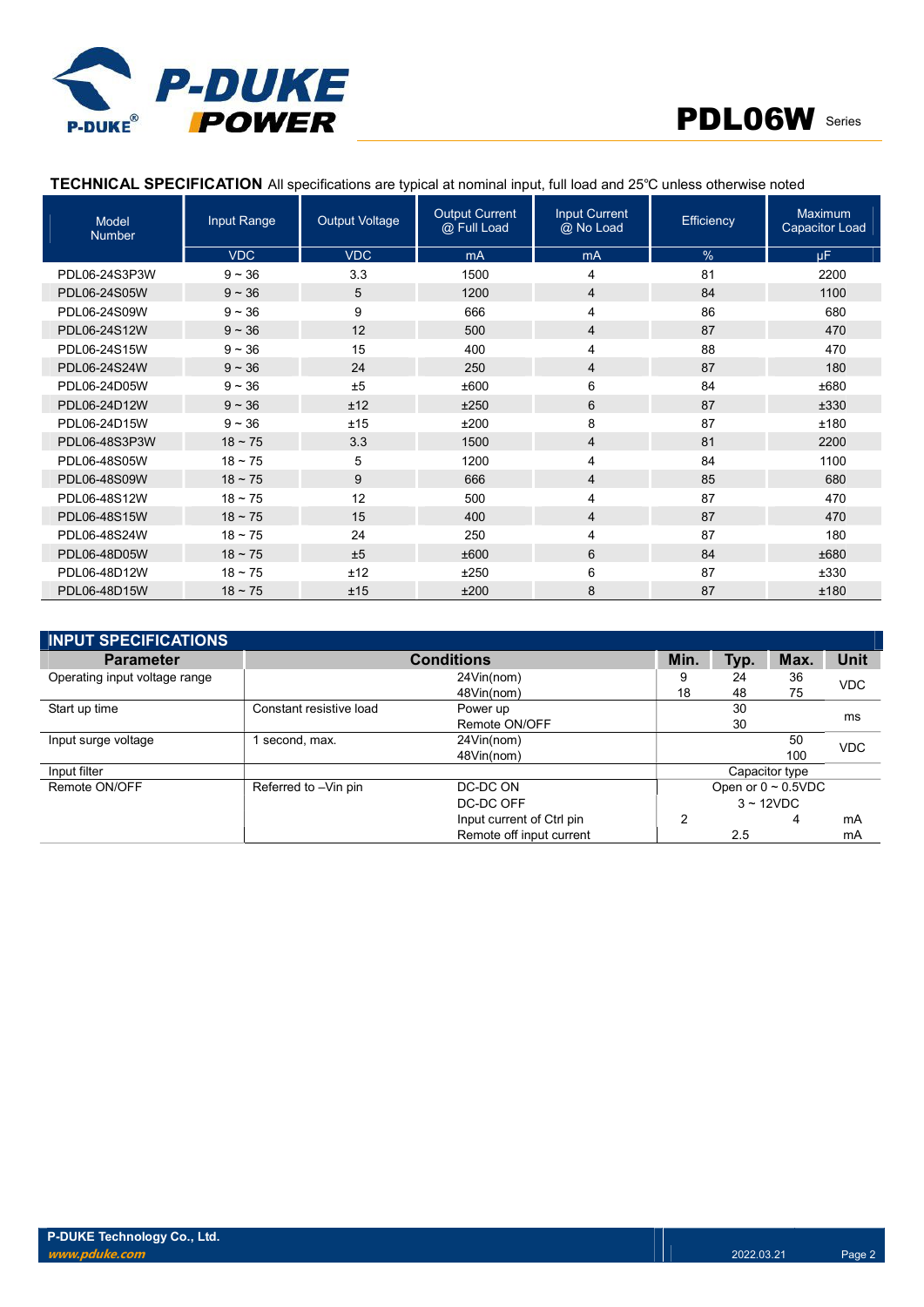## TECHNICAL SPECIFICATION All specifications are typical at nominal input, full load and 25℃ unless otherwise noted

| Model Number | Input Range | Output Voltage | Output Current @ Full Load | Input Current @ No Load | Efficiency | Maximum Capacitor Load |
|---|---|---|---|---|---|---|
| | VDC | VDC | mA | mA | % | μF |
| PDL06-24S3P3W | 9 ~ 36 | 3.3 | 1500 | 4 | 81 | 2200 |
| PDL06-24S05W | 9 ~ 36 | 5 | 1200 | 4 | 84 | 1100 |
| PDL06-24S09W | 9 ~ 36 | 9 | 666 | 4 | 86 | 680 |
| PDL06-24S12W | 9 ~ 36 | 12 | 500 | 4 | 87 | 470 |
| PDL06-24S15W | 9 ~ 36 | 15 | 400 | 4 | 88 | 470 |
| PDL06-24S24W | 9 ~ 36 | 24 | 250 | 4 | 87 | 180 |
| PDL06-24D05W | 9 ~ 36 | ±5 | ±600 | 6 | 84 | ±680 |
| PDL06-24D12W | 9 ~ 36 | ±12 | ±250 | 6 | 87 | ±330 |
| PDL06-24D15W | 9 ~ 36 | ±15 | ±200 | 8 | 87 | ±180 |
| PDL06-48S3P3W | 18 ~ 75 | 3.3 | 1500 | 4 | 81 | 2200 |
| PDL06-48S05W | 18 ~ 75 | 5 | 1200 | 4 | 84 | 1100 |
| PDL06-48S09W | 18 ~ 75 | 9 | 666 | 4 | 85 | 680 |
| PDL06-48S12W | 18 ~ 75 | 12 | 500 | 4 | 87 | 470 |
| PDL06-48S15W | 18 ~ 75 | 15 | 400 | 4 | 87 | 470 |
| PDL06-48S24W | 18 ~ 75 | 24 | 250 | 4 | 87 | 180 |
| PDL06-48D05W | 18 ~ 75 | ±5 | ±600 | 6 | 84 | ±680 |
| PDL06-48D12W | 18 ~ 75 | ±12 | ±250 | 6 | 87 | ±330 |
| PDL06-48D15W | 18 ~ 75 | ±15 | ±200 | 8 | 87 | ±180 |

## INPUT SPECIFICATIONS

| Parameter | Conditions | | Min. | Typ. | Max. | Unit |
|---|---|---|---|---|---|---|
| Operating input voltage range | | 24Vin(nom) | 9 | 24 | 36 | VDC |
| | | 48Vin(nom) | 18 | 48 | 75 | |
| Start up time | Constant resistive load | Power up | | 30 | | ms |
| | | Remote ON/OFF | | 30 | | |
| Input surge voltage | 1 second, max. | 24Vin(nom) | | | 50 | VDC |
| | | 48Vin(nom) | | | 100 | |
| Input filter | | | Capacitor type | | | |
| Remote ON/OFF | Referred to –Vin pin | DC-DC ON | Open or 0 ~ 0.5VDC | | | |
| | | DC-DC OFF | 3 ~ 12VDC | | | |
| | | Input current of Ctrl pin | 2 | | 4 | mA |
| | | Remote off input current | | 2.5 | | mA |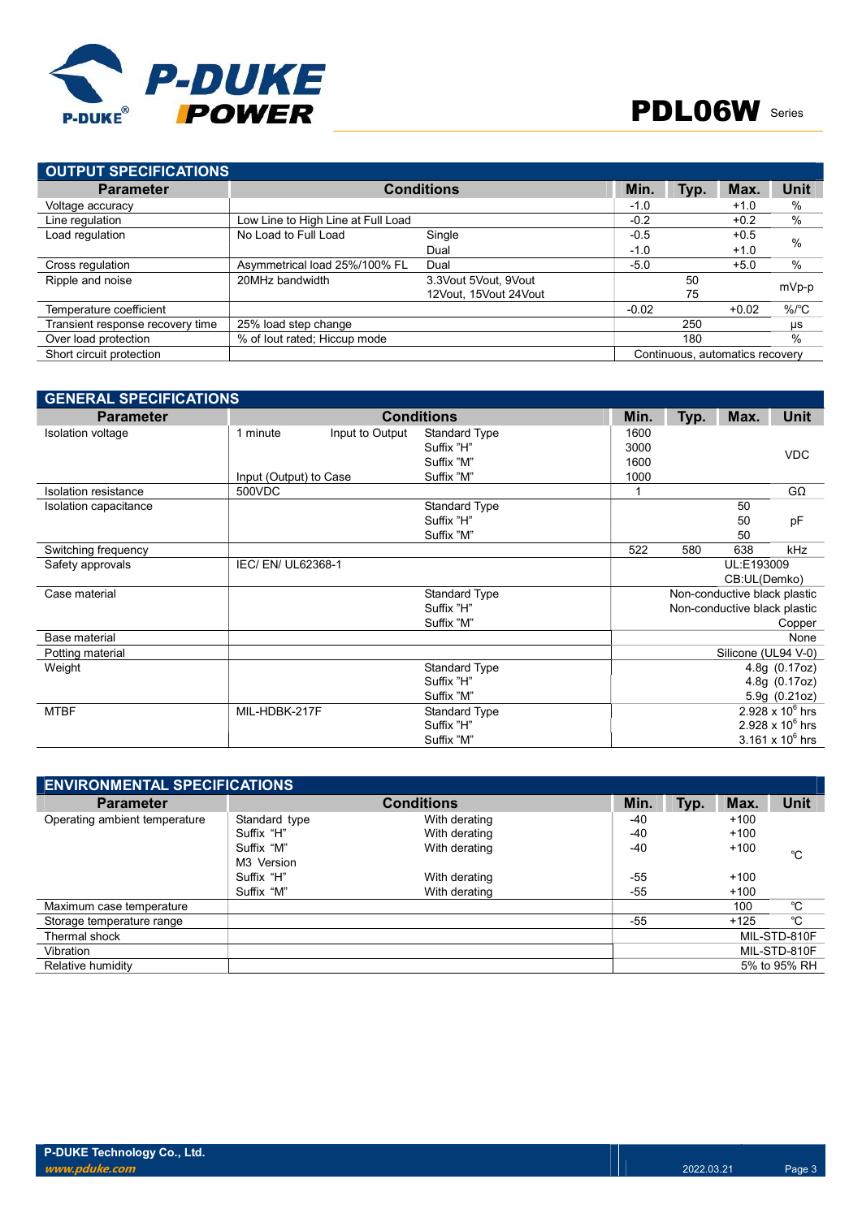## OUTPUT SPECIFICATIONS

| Parameter | Conditions | | Min. | Typ. | Max. | Unit |
|---|---|---|---|---|---|---|
| Voltage accuracy | | | -1.0 | | +1.0 | % |
| Line regulation | Low Line to High Line at Full Load | | -0.2 | | +0.2 | % |
| Load regulation | No Load to Full Load | Single | -0.5 | | +0.5 | % |
| | | Dual | -1.0 | | +1.0 | |
| Cross regulation | Asymmetrical load 25%/100% FL | Dual | -5.0 | | +5.0 | % |
| Ripple and noise | 20MHz bandwidth | 3.3Vout 5Vout, 9Vout | | 50 | | mVp-p |
| | | 12Vout, 15Vout 24Vout | | 75 | | |
| Temperature coefficient | | | -0.02 | | +0.02 | %/℃ |
| Transient response recovery time | 25% load step change | | | 250 | | μs |
| Over load protection | % of Iout rated; Hiccup mode | | | 180 | | % |
| Short circuit protection | | | Continuous, automatics recovery | | | |

## GENERAL SPECIFICATIONS

| Parameter | Conditions | | | Min. | Typ. | Max. | Unit |
|---|---|---|---|---|---|---|---|
| Isolation voltage | 1 minute | Input to Output | Standard Type | 1600 | | | VDC |
| | | | Suffix "H" | 3000 | | | |
| | | | Suffix "M" | 1600 | | | |
| | Input (Output) to Case | | Suffix "M" | 1000 | | | |
| Isolation resistance | 500VDC | | | 1 | | | GΩ |
| Isolation capacitance | | | Standard Type | | | 50 | pF |
| | | | Suffix "H" | | | 50 | |
| | | | Suffix "M" | | | 50 | |
| Switching frequency | | | | 522 | 580 | 638 | kHz |
| Safety approvals | IEC/ EN/ UL62368-1 | | | | | UL:E193009 | |
| | | | | | | CB:UL(Demko) | |
| Case material | | | Standard Type | | | | Non-conductive black plastic |
| | | | Suffix "H" | | | | Non-conductive black plastic |
| | | | Suffix "M" | | | | Copper |
| Base material | | | | | | | None |
| Potting material | | | | | | | Silicone (UL94 V-0) |
| Weight | | | Standard Type | | | | 4.8g (0.17oz) |
| | | | Suffix "H" | | | | 4.8g (0.17oz) |
| | | | Suffix "M" | | | | 5.9g (0.21oz) |
| MTBF | MIL-HDBK-217F | | Standard Type | | | | $2.928 \times 10^6$ hrs |
| | | | Suffix "H" | | | | $2.928 \times 10^6$ hrs |
| | | | Suffix "M" | | | | $3.161 \times 10^6$ hrs |

## ENVIRONMENTAL SPECIFICATIONS

| Parameter | Conditions | | Min. | Typ. | Max. | Unit |
|---|---|---|---|---|---|---|
| Operating ambient temperature | Standard type | With derating | -40 | | +100 | ℃ |
| | Suffix "H" | With derating | -40 | | +100 | |
| | Suffix "M" | With derating | -40 | | +100 | |
| | M3 Version | | | | | |
| | Suffix "H" | With derating | -55 | | +100 | |
| | Suffix "M" | With derating | -55 | | +100 | |
| Maximum case temperature | | | | | 100 | ℃ |
| Storage temperature range | | | -55 | | +125 | ℃ |
| Thermal shock | | | | | | MIL-STD-810F |
| Vibration | | | | | | MIL-STD-810F |
| Relative humidity | | | | | | 5% to 95% RH |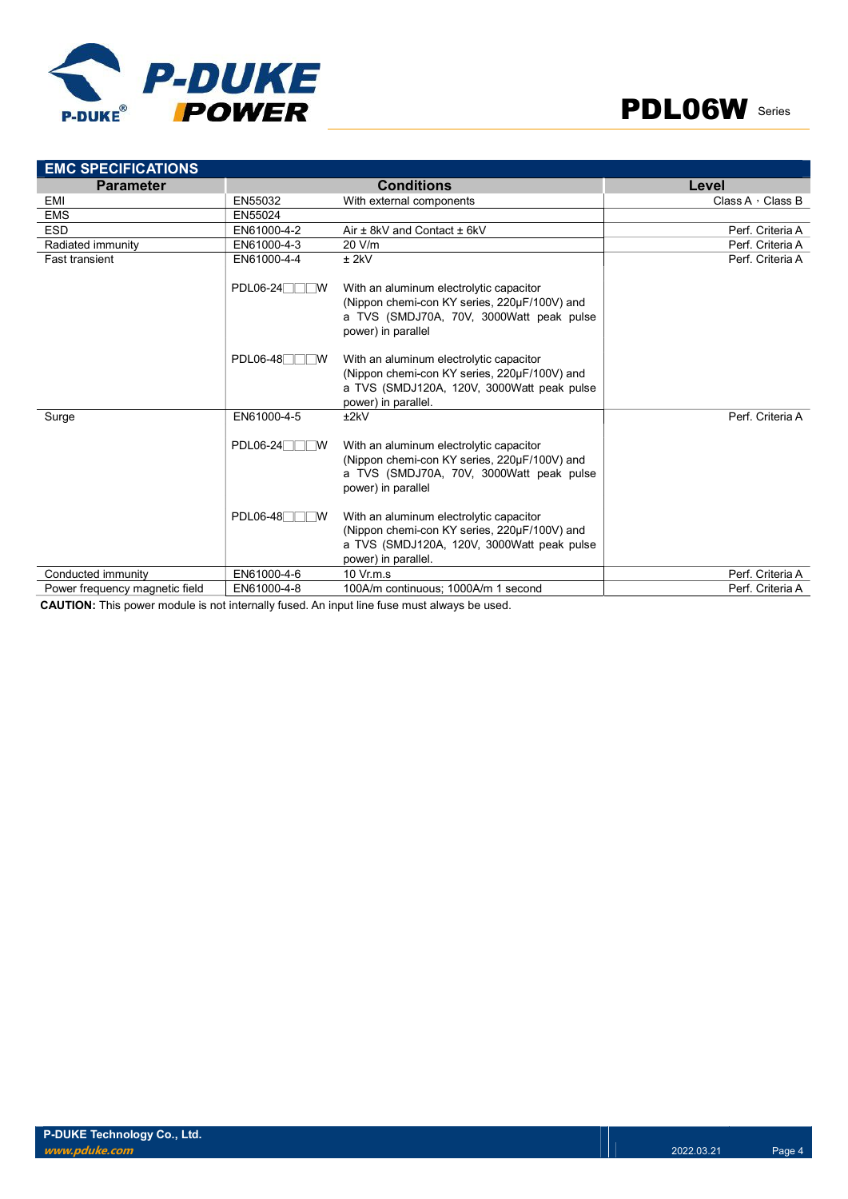## EMC SPECIFICATIONS

| Parameter | Conditions | | Level |
|---|---|---|---|
| EMI | EN55032 | With external components | Class A，Class B |
| EMS | EN55024 | | |
| ESD | EN61000-4-2 | Air ± 8kV and Contact ± 6kV | Perf. Criteria A |
| Radiated immunity | EN61000-4-3 | 20 V/m | Perf. Criteria A |
| Fast transient | EN61000-4-4 | ± 2kV | Perf. Criteria A |
| | PDL06-24□□□W | With an aluminum electrolytic capacitor (Nippon chemi-con KY series, 220μF/100V) and a TVS (SMDJ70A, 70V, 3000Watt peak pulse power) in parallel | |
| | PDL06-48□□□W | With an aluminum electrolytic capacitor (Nippon chemi-con KY series, 220μF/100V) and a TVS (SMDJ120A, 120V, 3000Watt peak pulse power) in parallel. | |
| Surge | EN61000-4-5 | ±2kV | Perf. Criteria A |
| | PDL06-24□□□W | With an aluminum electrolytic capacitor (Nippon chemi-con KY series, 220μF/100V) and a TVS (SMDJ70A, 70V, 3000Watt peak pulse power) in parallel | |
| | PDL06-48□□□W | With an aluminum electrolytic capacitor (Nippon chemi-con KY series, 220μF/100V) and a TVS (SMDJ120A, 120V, 3000Watt peak pulse power) in parallel. | |
| Conducted immunity | EN61000-4-6 | 10 Vr.m.s | Perf. Criteria A |
| Power frequency magnetic field | EN61000-4-8 | 100A/m continuous; 1000A/m 1 second | Perf. Criteria A |

**CAUTION:** This power module is not internally fused. An input line fuse must always be used.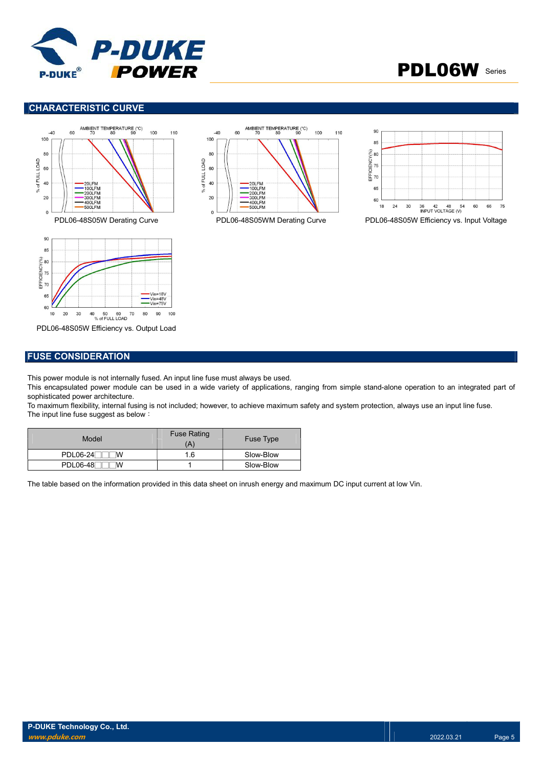## CHARACTERISTIC CURVE

PDL06-48S05W Derating Curve

PDL06-48S05WM Derating Curve

PDL06-48S05W Efficiency vs. Input Voltage

PDL06-48S05W Efficiency vs. Output Load

## FUSE CONSIDERATION

This power module is not internally fused. An input line fuse must always be used.

This encapsulated power module can be used in a wide variety of applications, ranging from simple stand-alone operation to an integrated part of sophisticated power architecture.

To maximum flexibility, internal fusing is not included; however, to achieve maximum safety and system protection, always use an input line fuse.

The input line fuse suggest as below：

| Model | Fuse Rating (A) | Fuse Type |
|---|---|---|
| PDL06-24□□□W | 1.6 | Slow-Blow |
| PDL06-48□□□W | 1 | Slow-Blow |

The table based on the information provided in this data sheet on inrush energy and maximum DC input current at low Vin.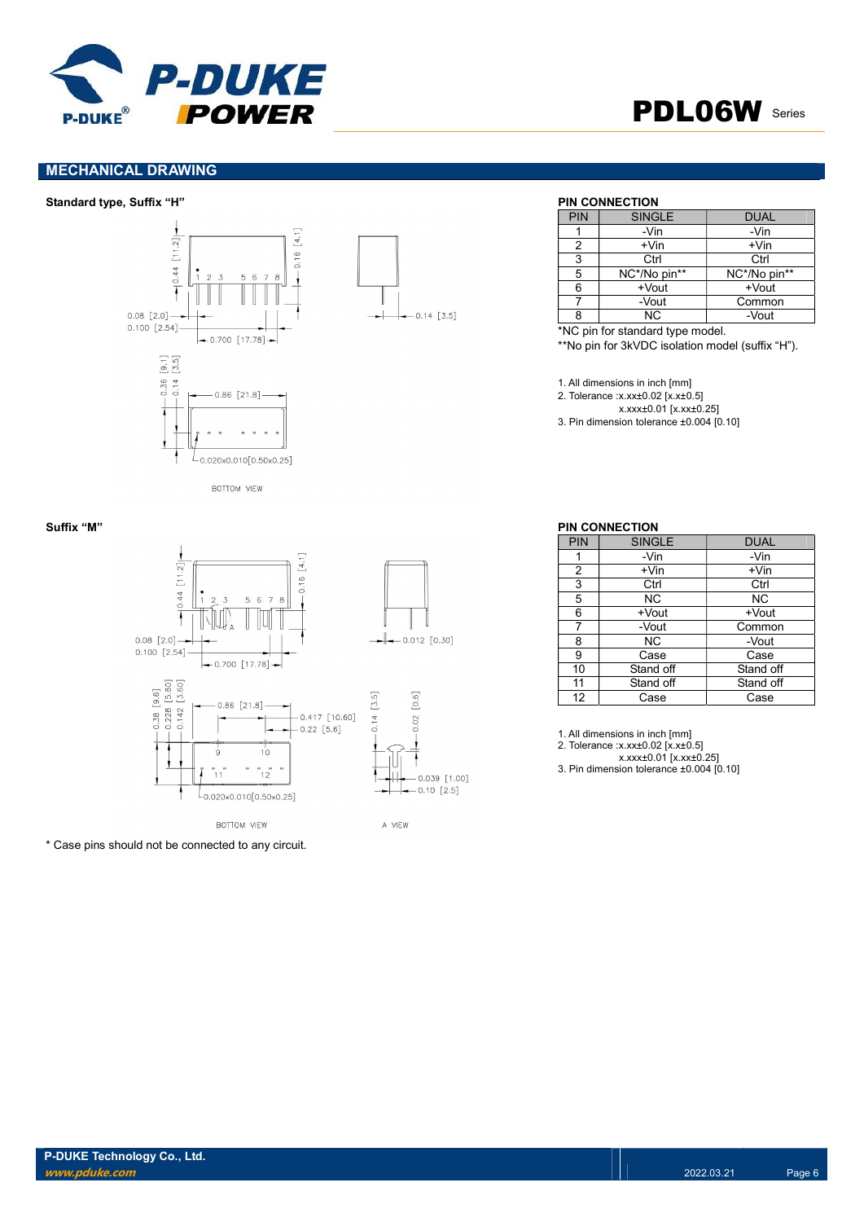## MECHANICAL DRAWING

### Standard type, Suffix "H"

**PIN CONNECTION**

| PIN | SINGLE | DUAL |
|---|---|---|
| 1 | -Vin | -Vin |
| 2 | +Vin | +Vin |
| 3 | Ctrl | Ctrl |
| 5 | NC*/No pin** | NC*/No pin** |
| 6 | +Vout | +Vout |
| 7 | -Vout | Common |
| 8 | NC | -Vout |

*NC pin for standard type model.

**No pin for 3kVDC isolation model (suffix "H").

1. All dimensions in inch [mm]
2. Tolerance :x.xx±0.02 [x.x±0.5]
   x.xxx±0.01 [x.xx±0.25]
3. Pin dimension tolerance ±0.004 [0.10]

### Suffix "M"

**PIN CONNECTION**

| PIN | SINGLE | DUAL |
|---|---|---|
| 1 | -Vin | -Vin |
| 2 | +Vin | +Vin |
| 3 | Ctrl | Ctrl |
| 5 | NC | NC |
| 6 | +Vout | +Vout |
| 7 | -Vout | Common |
| 8 | NC | -Vout |
| 9 | Case | Case |
| 10 | Stand off | Stand off |
| 11 | Stand off | Stand off |
| 12 | Case | Case |

1. All dimensions in inch [mm]
2. Tolerance :x.xx±0.02 [x.x±0.5]
   x.xxx±0.01 [x.xx±0.25]
3. Pin dimension tolerance ±0.004 [0.10]

* Case pins should not be connected to any circuit.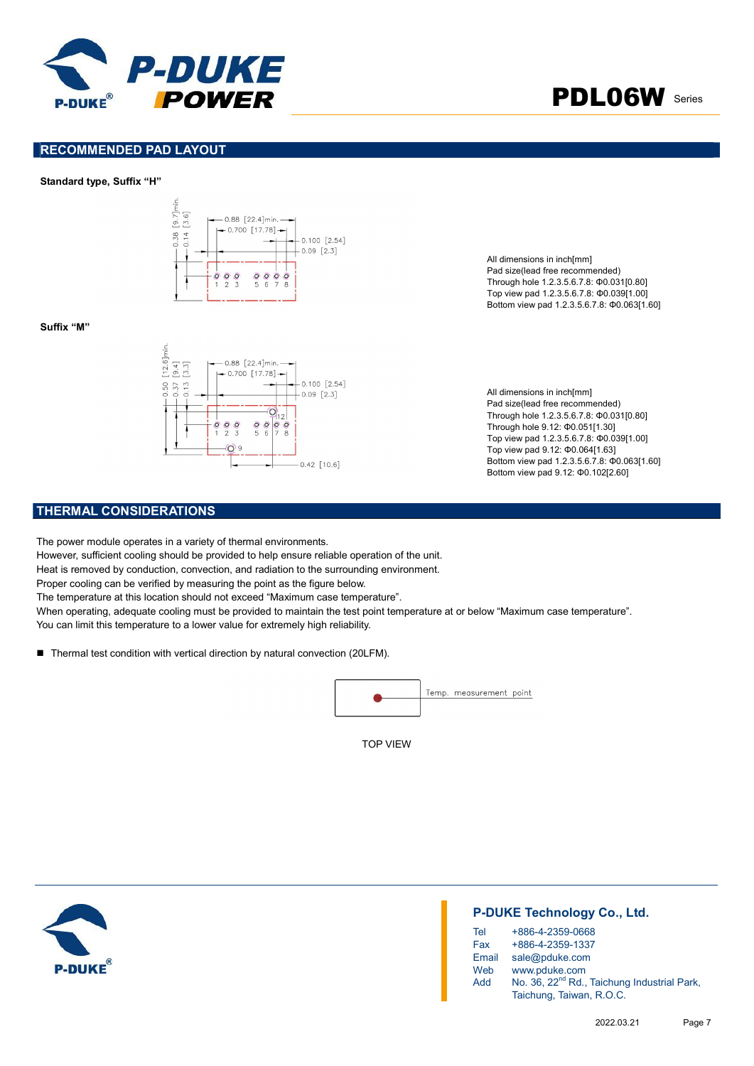## RECOMMENDED PAD LAYOUT

**Standard type, Suffix "H"**

0.38 [9.7]min.
0.14 [3.6]
0.88 [22.4]min.
0.700 [17.78]
0.100 [2.54]
0.09 [2.3]
1 2 3 5 6 7 8

All dimensions in inch[mm]
Pad size(lead free recommended)
Through hole 1.2.3.5.6.7.8: Φ0.031[0.80]
Top view pad 1.2.3.5.6.7.8: Φ0.039[1.00]
Bottom view pad 1.2.3.5.6.7.8: Φ0.063[1.60]

**Suffix "M"**

0.50 [12.6]min.
0.37 [9.4]
0.13 [3.3]
0.88 [22.4]min.
0.700 [17.78]
0.100 [2.54]
0.09 [2.3]
12
1 2 3 5 6 7 8
9
0.42 [10.6]

All dimensions in inch[mm]
Pad size(lead free recommended)
Through hole 1.2.3.5.6.7.8: Φ0.031[0.80]
Through hole 9.12: Φ0.051[1.30]
Top view pad 1.2.3.5.6.7.8: Φ0.039[1.00]
Top view pad 9.12: Φ0.064[1.63]
Bottom view pad 1.2.3.5.6.7.8: Φ0.063[1.60]
Bottom view pad 9.12: Φ0.102[2.60]

## THERMAL CONSIDERATIONS

The power module operates in a variety of thermal environments.
However, sufficient cooling should be provided to help ensure reliable operation of the unit.
Heat is removed by conduction, convection, and radiation to the surrounding environment.
Proper cooling can be verified by measuring the point as the figure below.
The temperature at this location should not exceed "Maximum case temperature".
When operating, adequate cooling must be provided to maintain the test point temperature at or below "Maximum case temperature".
You can limit this temperature to a lower value for extremely high reliability.

- Thermal test condition with vertical direction by natural convection (20LFM).

Temp. measurement point

TOP VIEW

**P-DUKE Technology Co., Ltd.**

Tel +886-4-2359-0668
Fax +886-4-2359-1337
Email sale@pduke.com
Web www.pduke.com
Add No. 36, 22nd Rd., Taichung Industrial Park, Taichung, Taiwan, R.O.C.

2022.03.21